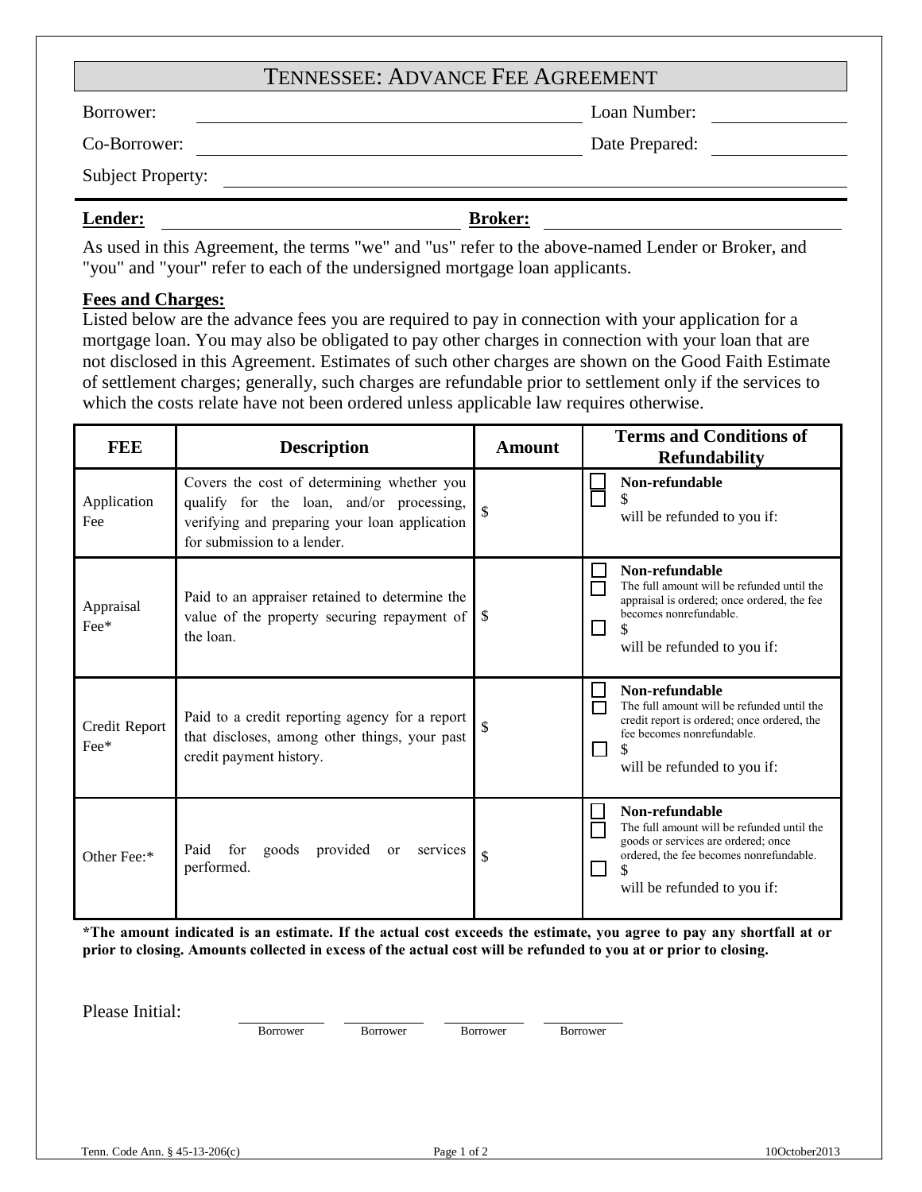# TENNESSEE: ADVANCE FEE AGREEMENT

Borrower: ____________________ Loan Number: ____________

Co-Borrower: ____________________ Date Prepared: ____________

Subject Property: ____________________

**Lender:** ____________________ **Broker:** ____________________

As used in this Agreement, the terms "we" and "us" refer to the above-named Lender or Broker, and "you" and "your" refer to each of the undersigned mortgage loan applicants.

**Fees and Charges:**

Listed below are the advance fees you are required to pay in connection with your application for a mortgage loan. You may also be obligated to pay other charges in connection with your loan that are not disclosed in this Agreement. Estimates of such other charges are shown on the Good Faith Estimate of settlement charges; generally, such charges are refundable prior to settlement only if the services to which the costs relate have not been ordered unless applicable law requires otherwise.

| FEE | Description | Amount | Terms and Conditions of Refundability |
|---|---|---|---|
| Application Fee | Covers the cost of determining whether you qualify for the loan, and/or processing, verifying and preparing your loan application for submission to a lender. | $ | ☐ **Non-refundable**<br>☐ $ will be refunded to you if: |
| Appraisal Fee* | Paid to an appraiser retained to determine the value of the property securing repayment of the loan. | $ | ☐ **Non-refundable**<br>☐ The full amount will be refunded until the appraisal is ordered; once ordered, the fee becomes nonrefundable.<br>☐ $ will be refunded to you if: |
| Credit Report Fee* | Paid to a credit reporting agency for a report that discloses, among other things, your past credit payment history. | $ | ☐ **Non-refundable**<br>☐ The full amount will be refunded until the credit report is ordered; once ordered, the fee becomes nonrefundable.<br>☐ $ will be refunded to you if: |
| Other Fee:* | Paid for goods provided or services performed. | $ | ☐ **Non-refundable**<br>☐ The full amount will be refunded until the goods or services are ordered; once ordered, the fee becomes nonrefundable.<br>☐ $ will be refunded to you if: |

**\*The amount indicated is an estimate. If the actual cost exceeds the estimate, you agree to pay any shortfall at or prior to closing. Amounts collected in excess of the actual cost will be refunded to you at or prior to closing.**

Please Initial:

__________ Borrower __________ Borrower __________ Borrower __________ Borrower

Tenn. Code Ann. § 45-13-206(c)

10October2013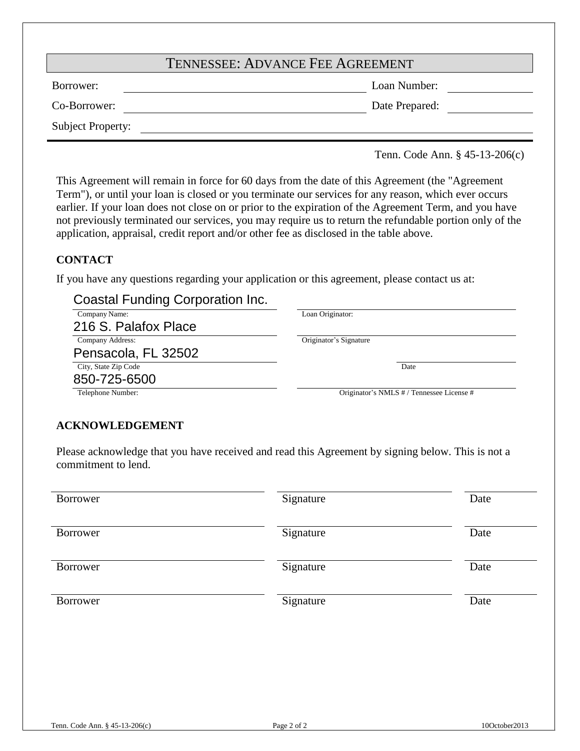# TENNESSEE: ADVANCE FEE AGREEMENT

| | | | |
|---|---|---|---|
| Borrower: | | Loan Number: | |
| Co-Borrower: | | Date Prepared: | |
| Subject Property: | | | |

Tenn. Code Ann. § 45-13-206(c)

This Agreement will remain in force for 60 days from the date of this Agreement (the "Agreement Term"), or until your loan is closed or you terminate our services for any reason, which ever occurs earlier. If your loan does not close on or prior to the expiration of the Agreement Term, and you have not previously terminated our services, you may require us to return the refundable portion only of the application, appraisal, credit report and/or other fee as disclosed in the table above.

### CONTACT

If you have any questions regarding your application or this agreement, please contact us at:

| | |
|---|---|
| Coastal Funding Corporation Inc. | |
| Company Name: | Loan Originator: |
| 216 S. Palafox Place | |
| Company Address: | Originator's Signature |
| Pensacola, FL 32502 | |
| City, State Zip Code | Date |
| 850-725-6500 | |
| Telephone Number: | Originator's NMLS # / Tennessee License # |

### ACKNOWLEDGEMENT

Please acknowledge that you have received and read this Agreement by signing below. This is not a commitment to lend.

| | | |
|---|---|---|
| Borrower | Signature | Date |
| Borrower | Signature | Date |
| Borrower | Signature | Date |
| Borrower | Signature | Date |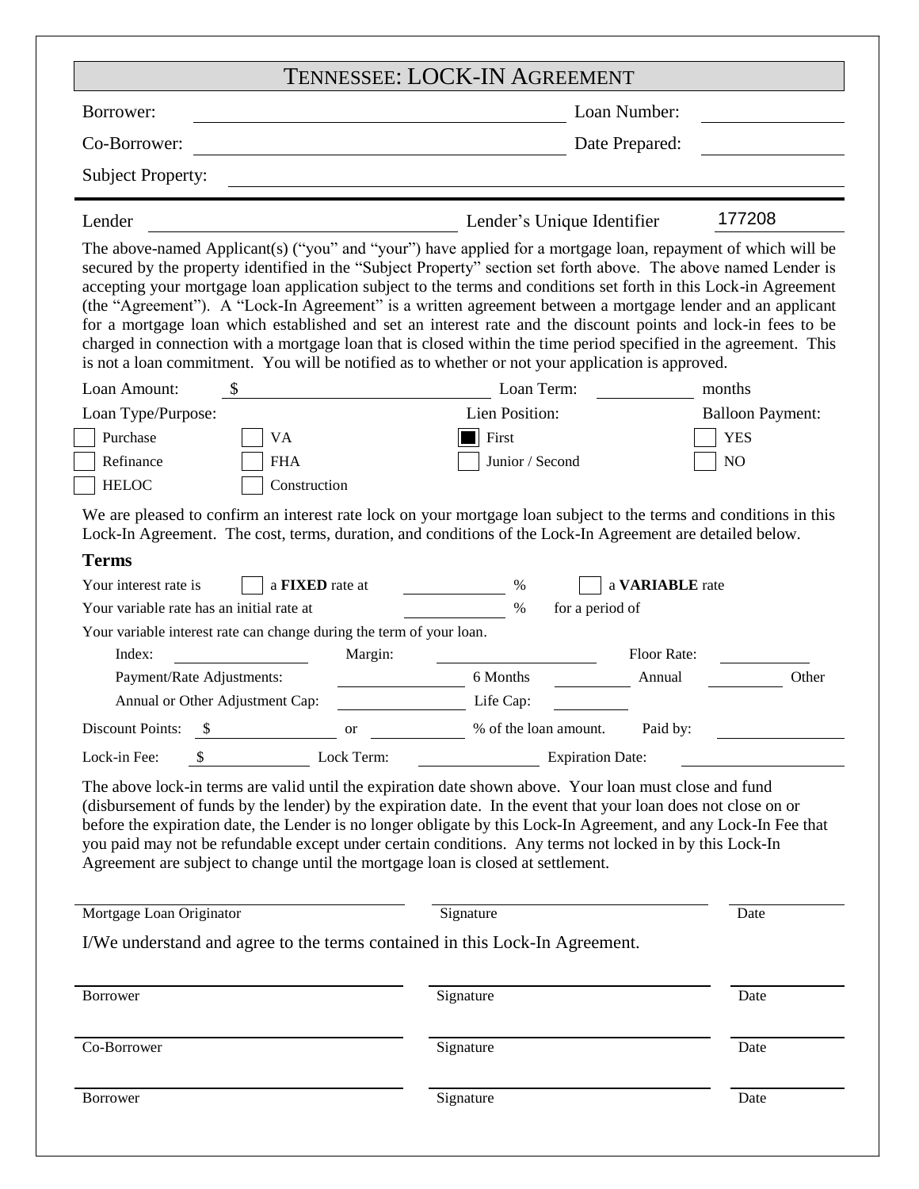# TENNESSEE: LOCK-IN AGREEMENT

Borrower: ______________________ Loan Number: ______________

Co-Borrower: ______________________ Date Prepared: ______________

Subject Property: ______________________

Lender ______________________ Lender's Unique Identifier 177208

The above-named Applicant(s) ("you" and "your") have applied for a mortgage loan, repayment of which will be secured by the property identified in the "Subject Property" section set forth above. The above named Lender is accepting your mortgage loan application subject to the terms and conditions set forth in this Lock-in Agreement (the "Agreement"). A "Lock-In Agreement" is a written agreement between a mortgage lender and an applicant for a mortgage loan which established and set an interest rate and the discount points and lock-in fees to be charged in connection with a mortgage loan that is closed within the time period specified in the agreement. This is not a loan commitment. You will be notified as to whether or not your application is approved.

Loan Amount: $ ______________ Loan Term: ______ months

| Loan Type/Purpose: | | Lien Position: | Balloon Payment: |
|---|---|---|---|
| ☐ Purchase | ☐ VA | ☒ First | ☐ YES |
| ☐ Refinance | ☐ FHA | ☐ Junior / Second | ☐ NO |
| ☐ HELOC | ☐ Construction | | |

We are pleased to confirm an interest rate lock on your mortgage loan subject to the terms and conditions in this Lock-In Agreement. The cost, terms, duration, and conditions of the Lock-In Agreement are detailed below.

**Terms**

Your interest rate is ☐ a **FIXED** rate at ______ % ☐ a **VARIABLE** rate

Your variable rate has an initial rate at ______ % for a period of

Your variable interest rate can change during the term of your loan.

Index: ______ Margin: ______ Floor Rate: ______

Payment/Rate Adjustments: ______ 6 Months ______ Annual ______ Other

Annual or Other Adjustment Cap: ______ Life Cap: ______

Discount Points: $ ______ or ______ % of the loan amount. Paid by: ______

Lock-in Fee: $ ______ Lock Term: ______ Expiration Date: ______

The above lock-in terms are valid until the expiration date shown above. Your loan must close and fund (disbursement of funds by the lender) by the expiration date. In the event that your loan does not close on or before the expiration date, the Lender is no longer obligate by this Lock-In Agreement, and any Lock-In Fee that you paid may not be refundable except under certain conditions. Any terms not locked in by this Lock-In Agreement are subject to change until the mortgage loan is closed at settlement.

| Mortgage Loan Originator | Signature | Date |
|---|---|---|

I/We understand and agree to the terms contained in this Lock-In Agreement.

| | | |
|---|---|---|
| Borrower | Signature | Date |
| Co-Borrower | Signature | Date |
| Borrower | Signature | Date |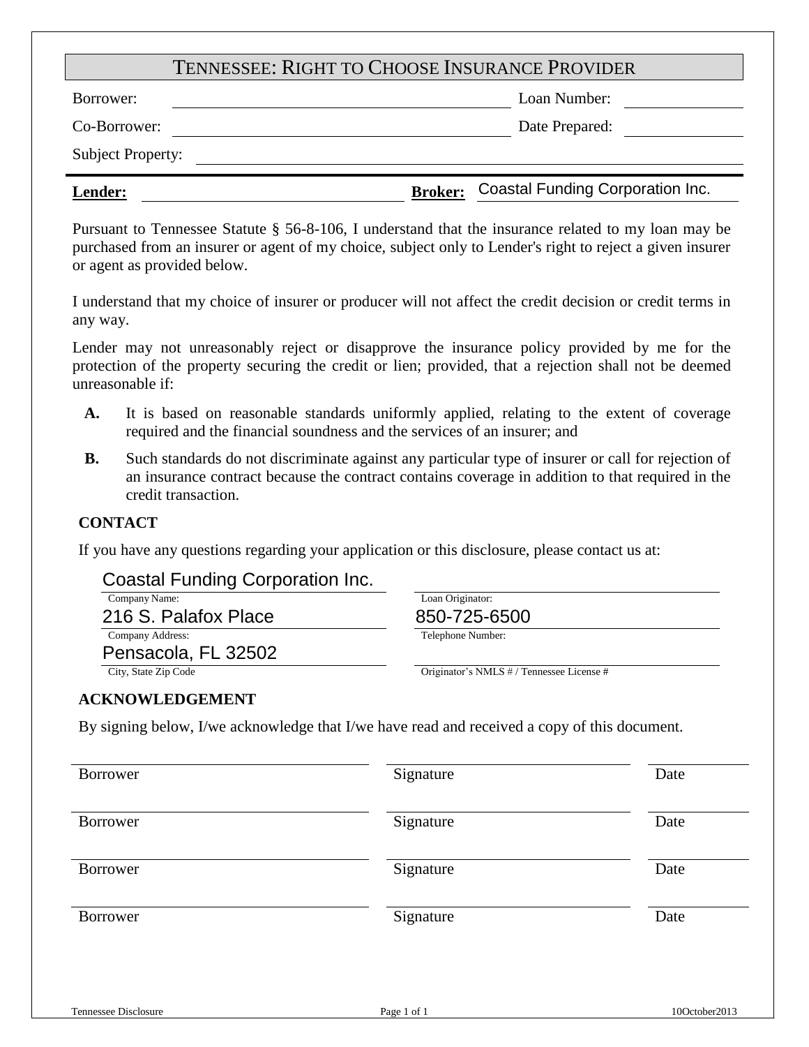# TENNESSEE: RIGHT TO CHOOSE INSURANCE PROVIDER

Borrower: ______________________ Loan Number: ____________

Co-Borrower: ______________________ Date Prepared: ____________

Subject Property: ______________________

**Lender:** ______________________ **Broker:** Coastal Funding Corporation Inc.

Pursuant to Tennessee Statute § 56-8-106, I understand that the insurance related to my loan may be purchased from an insurer or agent of my choice, subject only to Lender's right to reject a given insurer or agent as provided below.

I understand that my choice of insurer or producer will not affect the credit decision or credit terms in any way.

Lender may not unreasonably reject or disapprove the insurance policy provided by me for the protection of the property securing the credit or lien; provided, that a rejection shall not be deemed unreasonable if:

**A.** It is based on reasonable standards uniformly applied, relating to the extent of coverage required and the financial soundness and the services of an insurer; and

**B.** Such standards do not discriminate against any particular type of insurer or call for rejection of an insurance contract because the contract contains coverage in addition to that required in the credit transaction.

## CONTACT

If you have any questions regarding your application or this disclosure, please contact us at:

| | |
|---|---|
| Coastal Funding Corporation Inc. | |
| Company Name: | Loan Originator: |
| 216 S. Palafox Place | 850-725-6500 |
| Company Address: | Telephone Number: |
| Pensacola, FL 32502 | |
| City, State Zip Code | Originator's NMLS # / Tennessee License # |

## ACKNOWLEDGEMENT

By signing below, I/we acknowledge that I/we have read and received a copy of this document.

| | | |
|---|---|---|
| Borrower | Signature | Date |
| Borrower | Signature | Date |
| Borrower | Signature | Date |
| Borrower | Signature | Date |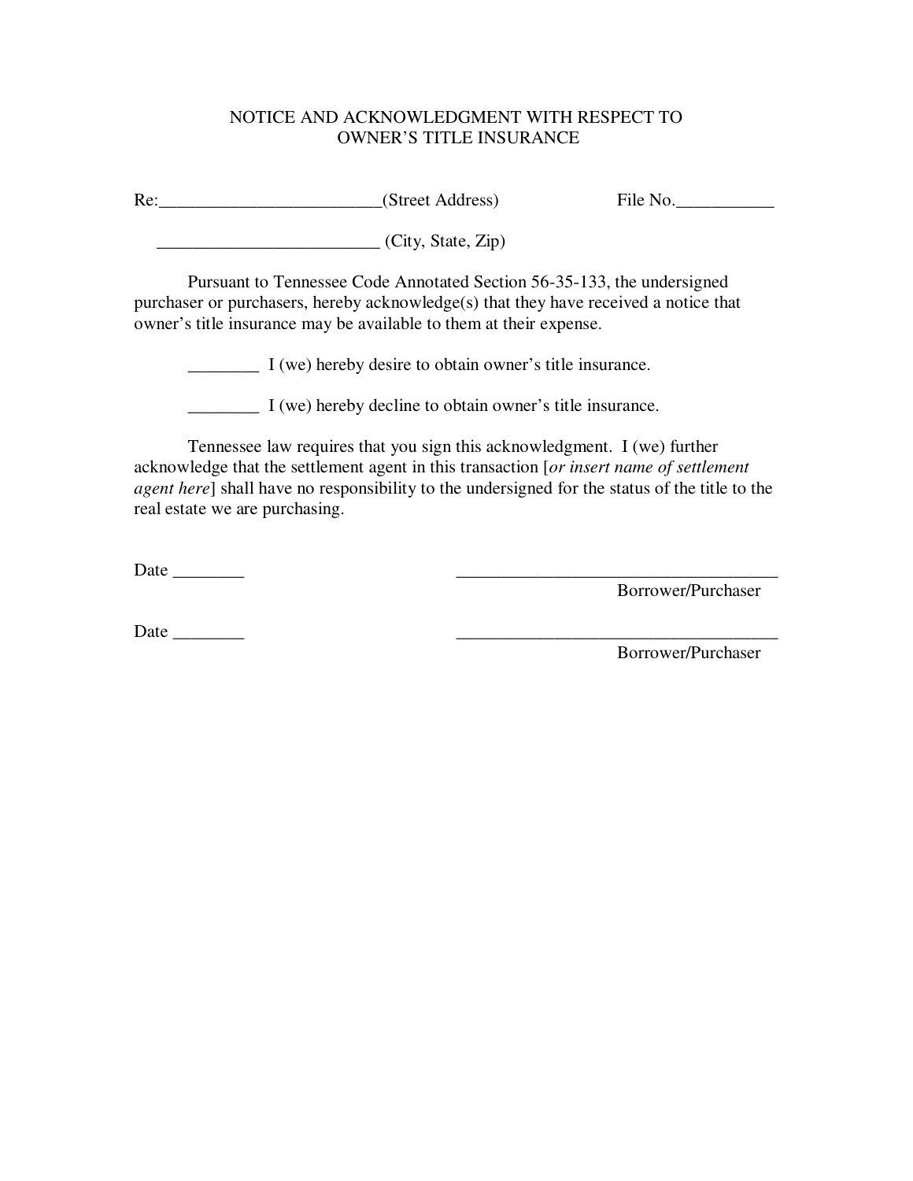# NOTICE AND ACKNOWLEDGMENT WITH RESPECT TO OWNER'S TITLE INSURANCE

Re:_________________________(Street Address) File No.___________

_________________________ (City, State, Zip)

Pursuant to Tennessee Code Annotated Section 56-35-133, the undersigned purchaser or purchasers, hereby acknowledge(s) that they have received a notice that owner's title insurance may be available to them at their expense.

________ I (we) hereby desire to obtain owner's title insurance.

________ I (we) hereby decline to obtain owner's title insurance.

Tennessee law requires that you sign this acknowledgment. I (we) further acknowledge that the settlement agent in this transaction [*or insert name of settlement agent here*] shall have no responsibility to the undersigned for the status of the title to the real estate we are purchasing.

Date ________ _____________________________________
Borrower/Purchaser

Date ________ _____________________________________
Borrower/Purchaser